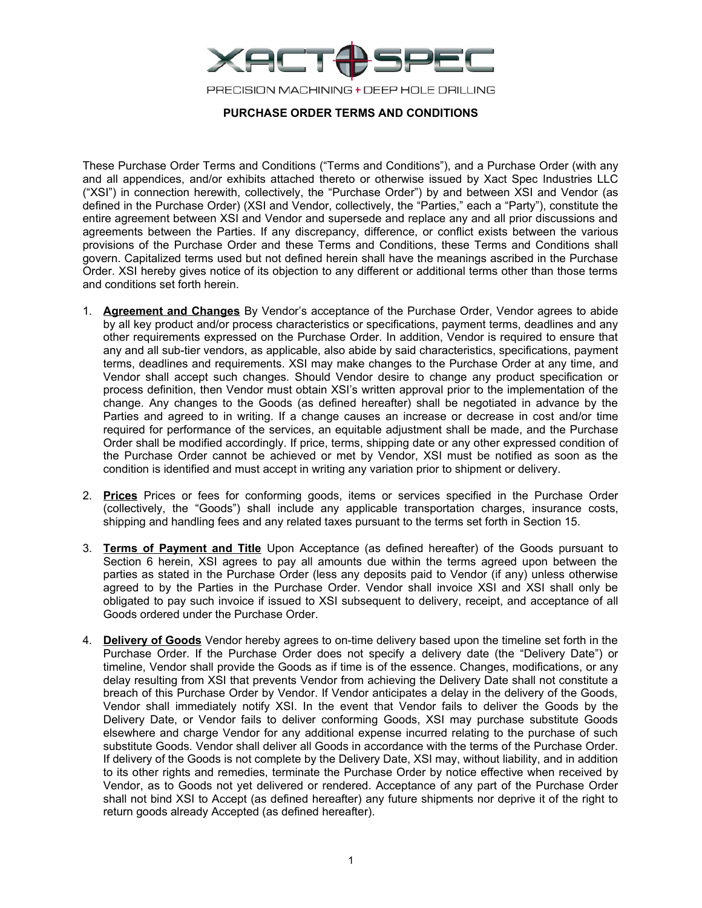XACT SPEC

PRECISION MACHINING + DEEP HOLE DRILLING

## PURCHASE ORDER TERMS AND CONDITIONS

These Purchase Order Terms and Conditions ("Terms and Conditions"), and a Purchase Order (with any and all appendices, and/or exhibits attached thereto or otherwise issued by Xact Spec Industries LLC ("XSI") in connection herewith, collectively, the "Purchase Order") by and between XSI and Vendor (as defined in the Purchase Order) (XSI and Vendor, collectively, the "Parties," each a "Party"), constitute the entire agreement between XSI and Vendor and supersede and replace any and all prior discussions and agreements between the Parties. If any discrepancy, difference, or conflict exists between the various provisions of the Purchase Order and these Terms and Conditions, these Terms and Conditions shall govern. Capitalized terms used but not defined herein shall have the meanings ascribed in the Purchase Order. XSI hereby gives notice of its objection to any different or additional terms other than those terms and conditions set forth herein.

1. **Agreement and Changes** By Vendor's acceptance of the Purchase Order, Vendor agrees to abide by all key product and/or process characteristics or specifications, payment terms, deadlines and any other requirements expressed on the Purchase Order. In addition, Vendor is required to ensure that any and all sub-tier vendors, as applicable, also abide by said characteristics, specifications, payment terms, deadlines and requirements. XSI may make changes to the Purchase Order at any time, and Vendor shall accept such changes. Should Vendor desire to change any product specification or process definition, then Vendor must obtain XSI's written approval prior to the implementation of the change. Any changes to the Goods (as defined hereafter) shall be negotiated in advance by the Parties and agreed to in writing. If a change causes an increase or decrease in cost and/or time required for performance of the services, an equitable adjustment shall be made, and the Purchase Order shall be modified accordingly. If price, terms, shipping date or any other expressed condition of the Purchase Order cannot be achieved or met by Vendor, XSI must be notified as soon as the condition is identified and must accept in writing any variation prior to shipment or delivery.

2. **Prices** Prices or fees for conforming goods, items or services specified in the Purchase Order (collectively, the "Goods") shall include any applicable transportation charges, insurance costs, shipping and handling fees and any related taxes pursuant to the terms set forth in Section 15.

3. **Terms of Payment and Title** Upon Acceptance (as defined hereafter) of the Goods pursuant to Section 6 herein, XSI agrees to pay all amounts due within the terms agreed upon between the parties as stated in the Purchase Order (less any deposits paid to Vendor (if any) unless otherwise agreed to by the Parties in the Purchase Order. Vendor shall invoice XSI and XSI shall only be obligated to pay such invoice if issued to XSI subsequent to delivery, receipt, and acceptance of all Goods ordered under the Purchase Order.

4. **Delivery of Goods** Vendor hereby agrees to on-time delivery based upon the timeline set forth in the Purchase Order. If the Purchase Order does not specify a delivery date (the "Delivery Date") or timeline, Vendor shall provide the Goods as if time is of the essence. Changes, modifications, or any delay resulting from XSI that prevents Vendor from achieving the Delivery Date shall not constitute a breach of this Purchase Order by Vendor. If Vendor anticipates a delay in the delivery of the Goods, Vendor shall immediately notify XSI. In the event that Vendor fails to deliver the Goods by the Delivery Date, or Vendor fails to deliver conforming Goods, XSI may purchase substitute Goods elsewhere and charge Vendor for any additional expense incurred relating to the purchase of such substitute Goods. Vendor shall deliver all Goods in accordance with the terms of the Purchase Order. If delivery of the Goods is not complete by the Delivery Date, XSI may, without liability, and in addition to its other rights and remedies, terminate the Purchase Order by notice effective when received by Vendor, as to Goods not yet delivered or rendered. Acceptance of any part of the Purchase Order shall not bind XSI to Accept (as defined hereafter) any future shipments nor deprive it of the right to return goods already Accepted (as defined hereafter).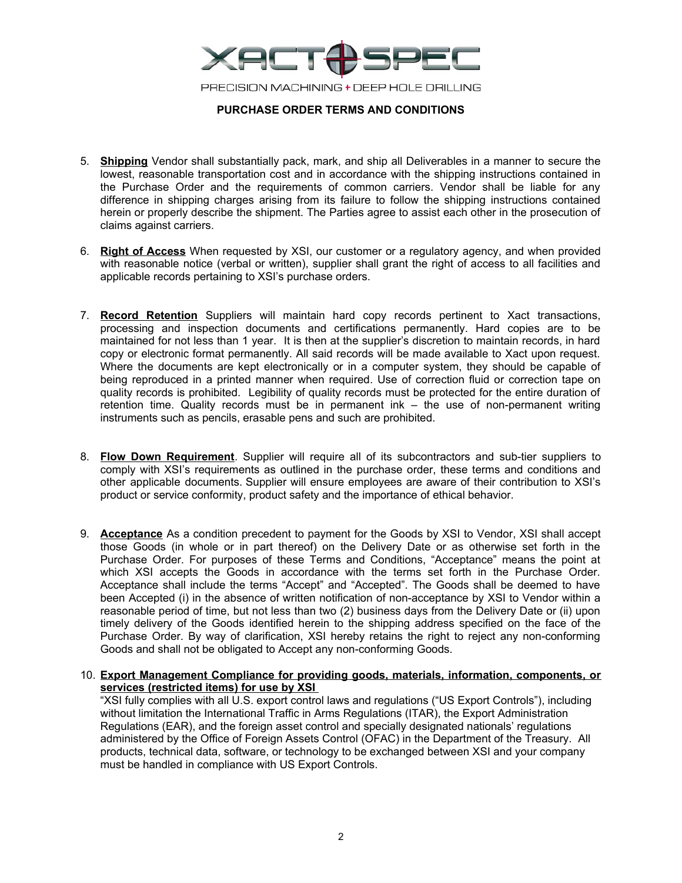# PURCHASE ORDER TERMS AND CONDITIONS

5. **<u>Shipping</u>** Vendor shall substantially pack, mark, and ship all Deliverables in a manner to secure the lowest, reasonable transportation cost and in accordance with the shipping instructions contained in the Purchase Order and the requirements of common carriers. Vendor shall be liable for any difference in shipping charges arising from its failure to follow the shipping instructions contained herein or properly describe the shipment. The Parties agree to assist each other in the prosecution of claims against carriers.

6. **<u>Right of Access</u>** When requested by XSI, our customer or a regulatory agency, and when provided with reasonable notice (verbal or written), supplier shall grant the right of access to all facilities and applicable records pertaining to XSI's purchase orders.

7. **<u>Record Retention</u>** Suppliers will maintain hard copy records pertinent to Xact transactions, processing and inspection documents and certifications permanently. Hard copies are to be maintained for not less than 1 year. It is then at the supplier's discretion to maintain records, in hard copy or electronic format permanently. All said records will be made available to Xact upon request. Where the documents are kept electronically or in a computer system, they should be capable of being reproduced in a printed manner when required. Use of correction fluid or correction tape on quality records is prohibited. Legibility of quality records must be protected for the entire duration of retention time. Quality records must be in permanent ink – the use of non-permanent writing instruments such as pencils, erasable pens and such are prohibited.

8. **<u>Flow Down Requirement</u>**. Supplier will require all of its subcontractors and sub-tier suppliers to comply with XSI's requirements as outlined in the purchase order, these terms and conditions and other applicable documents. Supplier will ensure employees are aware of their contribution to XSI's product or service conformity, product safety and the importance of ethical behavior.

9. **<u>Acceptance</u>** As a condition precedent to payment for the Goods by XSI to Vendor, XSI shall accept those Goods (in whole or in part thereof) on the Delivery Date or as otherwise set forth in the Purchase Order. For purposes of these Terms and Conditions, "Acceptance" means the point at which XSI accepts the Goods in accordance with the terms set forth in the Purchase Order. Acceptance shall include the terms "Accept" and "Accepted". The Goods shall be deemed to have been Accepted (i) in the absence of written notification of non-acceptance by XSI to Vendor within a reasonable period of time, but not less than two (2) business days from the Delivery Date or (ii) upon timely delivery of the Goods identified herein to the shipping address specified on the face of the Purchase Order. By way of clarification, XSI hereby retains the right to reject any non-conforming Goods and shall not be obligated to Accept any non-conforming Goods.

10. **<u>Export Management Compliance for providing goods, materials, information, components, or services (restricted items) for use by XSI</u>**
"XSI fully complies with all U.S. export control laws and regulations ("US Export Controls"), including without limitation the International Traffic in Arms Regulations (ITAR), the Export Administration Regulations (EAR), and the foreign asset control and specially designated nationals' regulations administered by the Office of Foreign Assets Control (OFAC) in the Department of the Treasury. All products, technical data, software, or technology to be exchanged between XSI and your company must be handled in compliance with US Export Controls.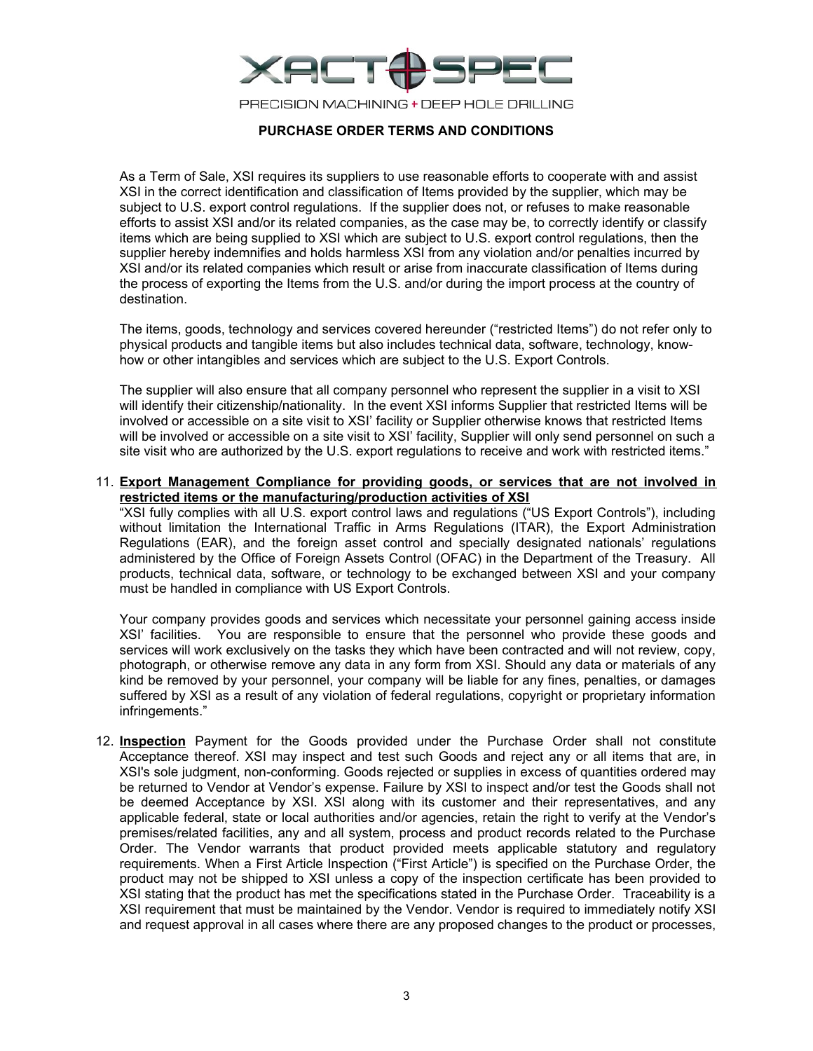# PURCHASE ORDER TERMS AND CONDITIONS

As a Term of Sale, XSI requires its suppliers to use reasonable efforts to cooperate with and assist XSI in the correct identification and classification of Items provided by the supplier, which may be subject to U.S. export control regulations. If the supplier does not, or refuses to make reasonable efforts to assist XSI and/or its related companies, as the case may be, to correctly identify or classify items which are being supplied to XSI which are subject to U.S. export control regulations, then the supplier hereby indemnifies and holds harmless XSI from any violation and/or penalties incurred by XSI and/or its related companies which result or arise from inaccurate classification of Items during the process of exporting the Items from the U.S. and/or during the import process at the country of destination.

The items, goods, technology and services covered hereunder ("restricted Items") do not refer only to physical products and tangible items but also includes technical data, software, technology, know-how or other intangibles and services which are subject to the U.S. Export Controls.

The supplier will also ensure that all company personnel who represent the supplier in a visit to XSI will identify their citizenship/nationality. In the event XSI informs Supplier that restricted Items will be involved or accessible on a site visit to XSI' facility or Supplier otherwise knows that restricted Items will be involved or accessible on a site visit to XSI' facility, Supplier will only send personnel on such a site visit who are authorized by the U.S. export regulations to receive and work with restricted items."

11. **Export Management Compliance for providing goods, or services that are not involved in restricted items or the manufacturing/production activities of XSI**
"XSI fully complies with all U.S. export control laws and regulations ("US Export Controls"), including without limitation the International Traffic in Arms Regulations (ITAR), the Export Administration Regulations (EAR), and the foreign asset control and specially designated nationals' regulations administered by the Office of Foreign Assets Control (OFAC) in the Department of the Treasury. All products, technical data, software, or technology to be exchanged between XSI and your company must be handled in compliance with US Export Controls.

   Your company provides goods and services which necessitate your personnel gaining access inside XSI' facilities. You are responsible to ensure that the personnel who provide these goods and services will work exclusively on the tasks they which have been contracted and will not review, copy, photograph, or otherwise remove any data in any form from XSI. Should any data or materials of any kind be removed by your personnel, your company will be liable for any fines, penalties, or damages suffered by XSI as a result of any violation of federal regulations, copyright or proprietary information infringements."

12. **Inspection** Payment for the Goods provided under the Purchase Order shall not constitute Acceptance thereof. XSI may inspect and test such Goods and reject any or all items that are, in XSI's sole judgment, non-conforming. Goods rejected or supplies in excess of quantities ordered may be returned to Vendor at Vendor's expense. Failure by XSI to inspect and/or test the Goods shall not be deemed Acceptance by XSI. XSI along with its customer and their representatives, and any applicable federal, state or local authorities and/or agencies, retain the right to verify at the Vendor's premises/related facilities, any and all system, process and product records related to the Purchase Order. The Vendor warrants that product provided meets applicable statutory and regulatory requirements. When a First Article Inspection ("First Article") is specified on the Purchase Order, the product may not be shipped to XSI unless a copy of the inspection certificate has been provided to XSI stating that the product has met the specifications stated in the Purchase Order. Traceability is a XSI requirement that must be maintained by the Vendor. Vendor is required to immediately notify XSI and request approval in all cases where there are any proposed changes to the product or processes,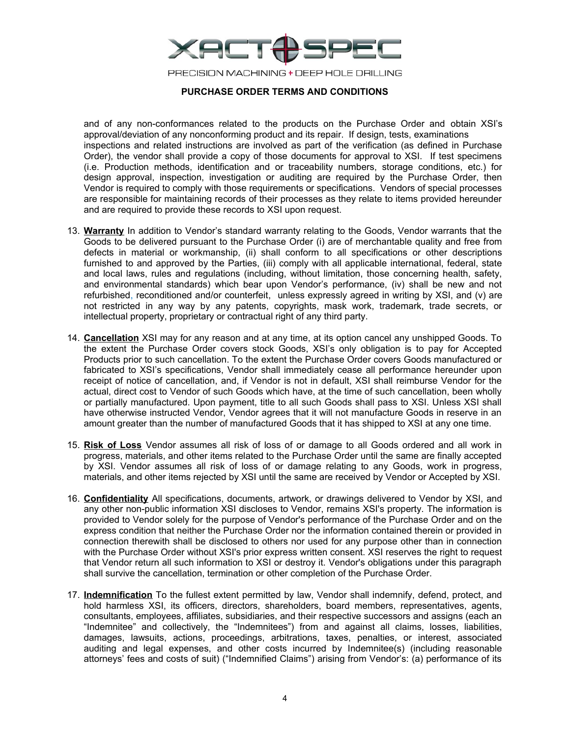and of any non-conformances related to the products on the Purchase Order and obtain XSI's approval/deviation of any nonconforming product and its repair. If design, tests, examinations inspections and related instructions are involved as part of the verification (as defined in Purchase Order), the vendor shall provide a copy of those documents for approval to XSI. If test specimens (i.e. Production methods, identification and or traceability numbers, storage conditions, etc.) for design approval, inspection, investigation or auditing are required by the Purchase Order, then Vendor is required to comply with those requirements or specifications. Vendors of special processes are responsible for maintaining records of their processes as they relate to items provided hereunder and are required to provide these records to XSI upon request.

13. **Warranty** In addition to Vendor's standard warranty relating to the Goods, Vendor warrants that the Goods to be delivered pursuant to the Purchase Order (i) are of merchantable quality and free from defects in material or workmanship, (ii) shall conform to all specifications or other descriptions furnished to and approved by the Parties, (iii) comply with all applicable international, federal, state and local laws, rules and regulations (including, without limitation, those concerning health, safety, and environmental standards) which bear upon Vendor's performance, (iv) shall be new and not refurbished, reconditioned and/or counterfeit, unless expressly agreed in writing by XSI, and (v) are not restricted in any way by any patents, copyrights, mask work, trademark, trade secrets, or intellectual property, proprietary or contractual right of any third party.

14. **Cancellation** XSI may for any reason and at any time, at its option cancel any unshipped Goods. To the extent the Purchase Order covers stock Goods, XSI's only obligation is to pay for Accepted Products prior to such cancellation. To the extent the Purchase Order covers Goods manufactured or fabricated to XSI's specifications, Vendor shall immediately cease all performance hereunder upon receipt of notice of cancellation, and, if Vendor is not in default, XSI shall reimburse Vendor for the actual, direct cost to Vendor of such Goods which have, at the time of such cancellation, been wholly or partially manufactured. Upon payment, title to all such Goods shall pass to XSI. Unless XSI shall have otherwise instructed Vendor, Vendor agrees that it will not manufacture Goods in reserve in an amount greater than the number of manufactured Goods that it has shipped to XSI at any one time.

15. **Risk of Loss** Vendor assumes all risk of loss of or damage to all Goods ordered and all work in progress, materials, and other items related to the Purchase Order until the same are finally accepted by XSI. Vendor assumes all risk of loss of or damage relating to any Goods, work in progress, materials, and other items rejected by XSI until the same are received by Vendor or Accepted by XSI.

16. **Confidentiality** All specifications, documents, artwork, or drawings delivered to Vendor by XSI, and any other non-public information XSI discloses to Vendor, remains XSI's property. The information is provided to Vendor solely for the purpose of Vendor's performance of the Purchase Order and on the express condition that neither the Purchase Order nor the information contained therein or provided in connection therewith shall be disclosed to others nor used for any purpose other than in connection with the Purchase Order without XSI's prior express written consent. XSI reserves the right to request that Vendor return all such information to XSI or destroy it. Vendor's obligations under this paragraph shall survive the cancellation, termination or other completion of the Purchase Order.

17. **Indemnification** To the fullest extent permitted by law, Vendor shall indemnify, defend, protect, and hold harmless XSI, its officers, directors, shareholders, board members, representatives, agents, consultants, employees, affiliates, subsidiaries, and their respective successors and assigns (each an "Indemnitee" and collectively, the "Indemnitees") from and against all claims, losses, liabilities, damages, lawsuits, actions, proceedings, arbitrations, taxes, penalties, or interest, associated auditing and legal expenses, and other costs incurred by Indemnitee(s) (including reasonable attorneys' fees and costs of suit) ("Indemnified Claims") arising from Vendor's: (a) performance of its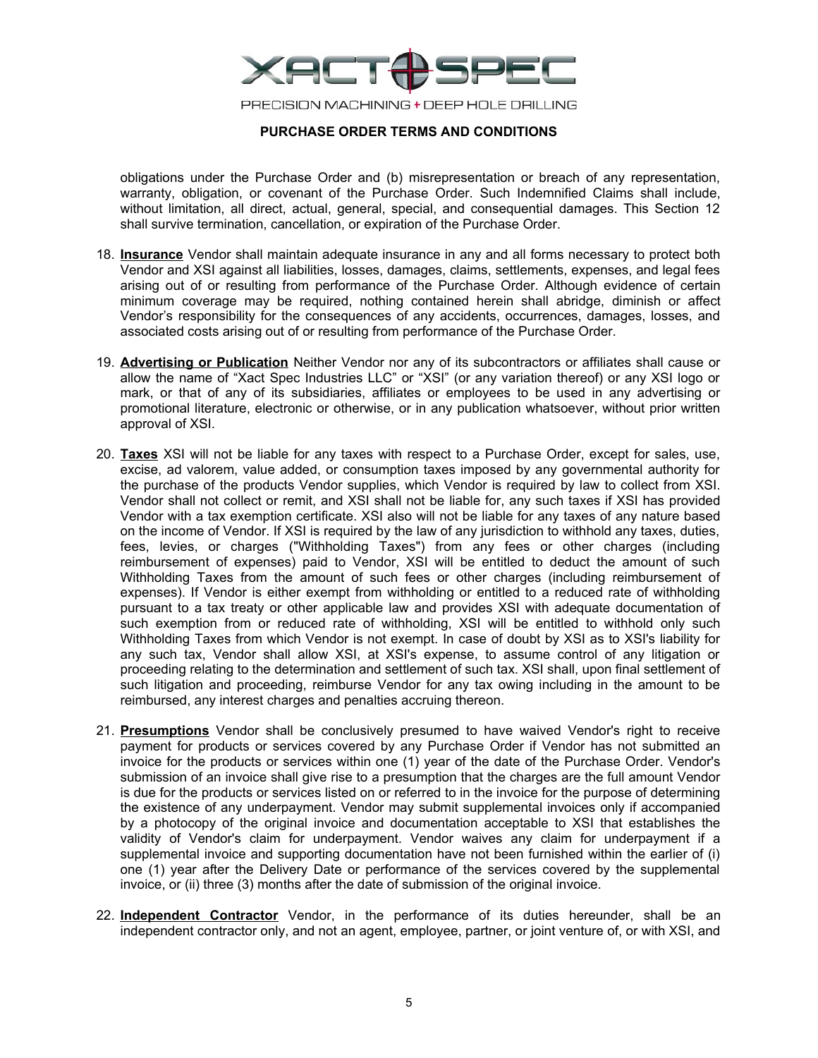obligations under the Purchase Order and (b) misrepresentation or breach of any representation, warranty, obligation, or covenant of the Purchase Order. Such Indemnified Claims shall include, without limitation, all direct, actual, general, special, and consequential damages. This Section 12 shall survive termination, cancellation, or expiration of the Purchase Order.

18. **Insurance** Vendor shall maintain adequate insurance in any and all forms necessary to protect both Vendor and XSI against all liabilities, losses, damages, claims, settlements, expenses, and legal fees arising out of or resulting from performance of the Purchase Order. Although evidence of certain minimum coverage may be required, nothing contained herein shall abridge, diminish or affect Vendor's responsibility for the consequences of any accidents, occurrences, damages, losses, and associated costs arising out of or resulting from performance of the Purchase Order.

19. **Advertising or Publication** Neither Vendor nor any of its subcontractors or affiliates shall cause or allow the name of "Xact Spec Industries LLC" or "XSI" (or any variation thereof) or any XSI logo or mark, or that of any of its subsidiaries, affiliates or employees to be used in any advertising or promotional literature, electronic or otherwise, or in any publication whatsoever, without prior written approval of XSI.

20. **Taxes** XSI will not be liable for any taxes with respect to a Purchase Order, except for sales, use, excise, ad valorem, value added, or consumption taxes imposed by any governmental authority for the purchase of the products Vendor supplies, which Vendor is required by law to collect from XSI. Vendor shall not collect or remit, and XSI shall not be liable for, any such taxes if XSI has provided Vendor with a tax exemption certificate. XSI also will not be liable for any taxes of any nature based on the income of Vendor. If XSI is required by the law of any jurisdiction to withhold any taxes, duties, fees, levies, or charges ("Withholding Taxes") from any fees or other charges (including reimbursement of expenses) paid to Vendor, XSI will be entitled to deduct the amount of such Withholding Taxes from the amount of such fees or other charges (including reimbursement of expenses). If Vendor is either exempt from withholding or entitled to a reduced rate of withholding pursuant to a tax treaty or other applicable law and provides XSI with adequate documentation of such exemption from or reduced rate of withholding, XSI will be entitled to withhold only such Withholding Taxes from which Vendor is not exempt. In case of doubt by XSI as to XSI's liability for any such tax, Vendor shall allow XSI, at XSI's expense, to assume control of any litigation or proceeding relating to the determination and settlement of such tax. XSI shall, upon final settlement of such litigation and proceeding, reimburse Vendor for any tax owing including in the amount to be reimbursed, any interest charges and penalties accruing thereon.

21. **Presumptions** Vendor shall be conclusively presumed to have waived Vendor's right to receive payment for products or services covered by any Purchase Order if Vendor has not submitted an invoice for the products or services within one (1) year of the date of the Purchase Order. Vendor's submission of an invoice shall give rise to a presumption that the charges are the full amount Vendor is due for the products or services listed on or referred to in the invoice for the purpose of determining the existence of any underpayment. Vendor may submit supplemental invoices only if accompanied by a photocopy of the original invoice and documentation acceptable to XSI that establishes the validity of Vendor's claim for underpayment. Vendor waives any claim for underpayment if a supplemental invoice and supporting documentation have not been furnished within the earlier of (i) one (1) year after the Delivery Date or performance of the services covered by the supplemental invoice, or (ii) three (3) months after the date of submission of the original invoice.

22. **Independent Contractor** Vendor, in the performance of its duties hereunder, shall be an independent contractor only, and not an agent, employee, partner, or joint venture of, or with XSI, and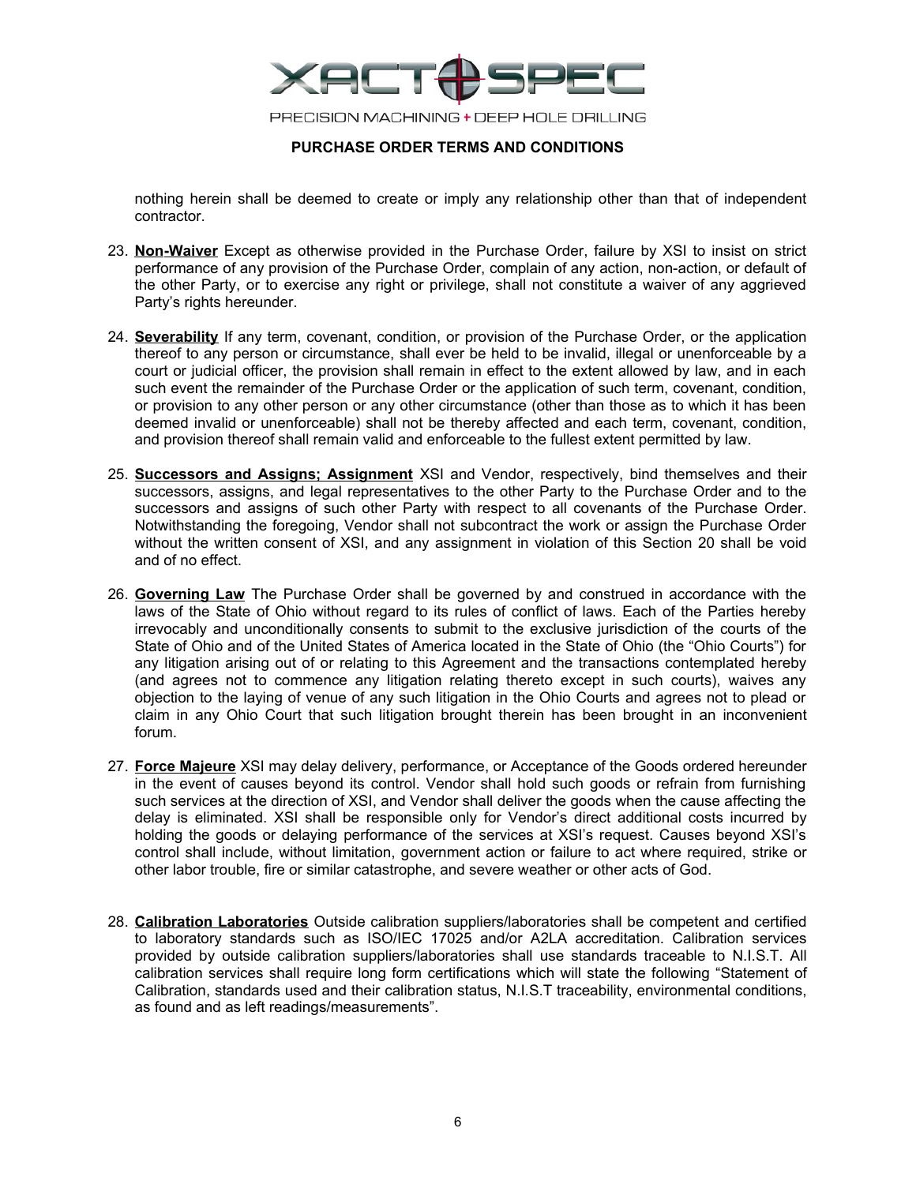nothing herein shall be deemed to create or imply any relationship other than that of independent contractor.

23. **Non-Waiver** Except as otherwise provided in the Purchase Order, failure by XSI to insist on strict performance of any provision of the Purchase Order, complain of any action, non-action, or default of the other Party, or to exercise any right or privilege, shall not constitute a waiver of any aggrieved Party's rights hereunder.

24. **Severability** If any term, covenant, condition, or provision of the Purchase Order, or the application thereof to any person or circumstance, shall ever be held to be invalid, illegal or unenforceable by a court or judicial officer, the provision shall remain in effect to the extent allowed by law, and in each such event the remainder of the Purchase Order or the application of such term, covenant, condition, or provision to any other person or any other circumstance (other than those as to which it has been deemed invalid or unenforceable) shall not be thereby affected and each term, covenant, condition, and provision thereof shall remain valid and enforceable to the fullest extent permitted by law.

25. **Successors and Assigns; Assignment** XSI and Vendor, respectively, bind themselves and their successors, assigns, and legal representatives to the other Party to the Purchase Order and to the successors and assigns of such other Party with respect to all covenants of the Purchase Order. Notwithstanding the foregoing, Vendor shall not subcontract the work or assign the Purchase Order without the written consent of XSI, and any assignment in violation of this Section 20 shall be void and of no effect.

26. **Governing Law** The Purchase Order shall be governed by and construed in accordance with the laws of the State of Ohio without regard to its rules of conflict of laws. Each of the Parties hereby irrevocably and unconditionally consents to submit to the exclusive jurisdiction of the courts of the State of Ohio and of the United States of America located in the State of Ohio (the "Ohio Courts") for any litigation arising out of or relating to this Agreement and the transactions contemplated hereby (and agrees not to commence any litigation relating thereto except in such courts), waives any objection to the laying of venue of any such litigation in the Ohio Courts and agrees not to plead or claim in any Ohio Court that such litigation brought therein has been brought in an inconvenient forum.

27. **Force Majeure** XSI may delay delivery, performance, or Acceptance of the Goods ordered hereunder in the event of causes beyond its control. Vendor shall hold such goods or refrain from furnishing such services at the direction of XSI, and Vendor shall deliver the goods when the cause affecting the delay is eliminated. XSI shall be responsible only for Vendor's direct additional costs incurred by holding the goods or delaying performance of the services at XSI's request. Causes beyond XSI's control shall include, without limitation, government action or failure to act where required, strike or other labor trouble, fire or similar catastrophe, and severe weather or other acts of God.

28. **Calibration Laboratories** Outside calibration suppliers/laboratories shall be competent and certified to laboratory standards such as ISO/IEC 17025 and/or A2LA accreditation. Calibration services provided by outside calibration suppliers/laboratories shall use standards traceable to N.I.S.T. All calibration services shall require long form certifications which will state the following "Statement of Calibration, standards used and their calibration status, N.I.S.T traceability, environmental conditions, as found and as left readings/measurements".